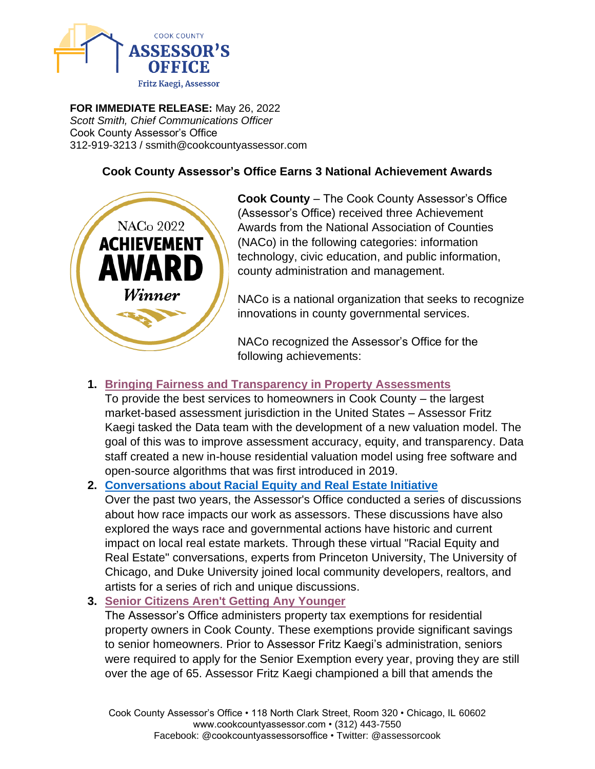**FOR IMMEDIATE RELEASE:** May 26, 2022
*Scott Smith, Chief Communications Officer*
Cook County Assessor's Office
312-919-3213 / ssmith@cookcountyassessor.com

## Cook County Assessor's Office Earns 3 National Achievement Awards

**Cook County** – The Cook County Assessor's Office (Assessor's Office) received three Achievement Awards from the National Association of Counties (NACo) in the following categories: information technology, civic education, and public information, county administration and management.

NACo is a national organization that seeks to recognize innovations in county governmental services.

NACo recognized the Assessor's Office for the following achievements:

1. **Bringing Fairness and Transparency in Property Assessments**
   To provide the best services to homeowners in Cook County – the largest market-based assessment jurisdiction in the United States – Assessor Fritz Kaegi tasked the Data team with the development of a new valuation model. The goal of this was to improve assessment accuracy, equity, and transparency. Data staff created a new in-house residential valuation model using free software and open-source algorithms that was first introduced in 2019.
2. **Conversations about Racial Equity and Real Estate Initiative**
   Over the past two years, the Assessor's Office conducted a series of discussions about how race impacts our work as assessors. These discussions have also explored the ways race and governmental actions have historic and current impact on local real estate markets. Through these virtual "Racial Equity and Real Estate" conversations, experts from Princeton University, The University of Chicago, and Duke University joined local community developers, realtors, and artists for a series of rich and unique discussions.
3. **Senior Citizens Aren't Getting Any Younger**
   The Assessor's Office administers property tax exemptions for residential property owners in Cook County. These exemptions provide significant savings to senior homeowners. Prior to Assessor Fritz Kaegi's administration, seniors were required to apply for the Senior Exemption every year, proving they are still over the age of 65. Assessor Fritz Kaegi championed a bill that amends the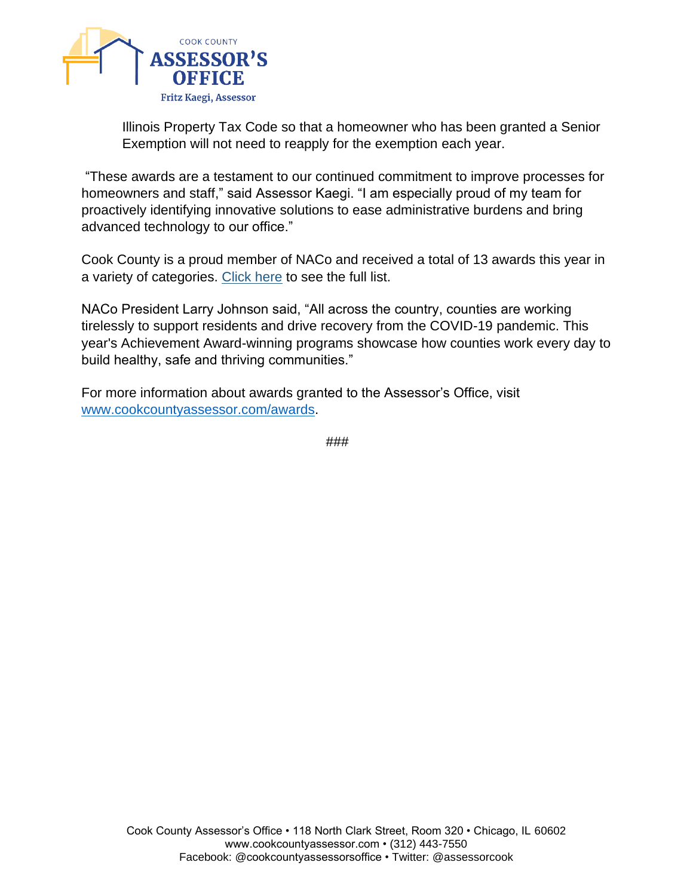Illinois Property Tax Code so that a homeowner who has been granted a Senior Exemption will not need to reapply for the exemption each year.

"These awards are a testament to our continued commitment to improve processes for homeowners and staff," said Assessor Kaegi. "I am especially proud of my team for proactively identifying innovative solutions to ease administrative burdens and bring advanced technology to our office."

Cook County is a proud member of NACo and received a total of 13 awards this year in a variety of categories. Click here to see the full list.

NACo President Larry Johnson said, "All across the country, counties are working tirelessly to support residents and drive recovery from the COVID-19 pandemic. This year's Achievement Award-winning programs showcase how counties work every day to build healthy, safe and thriving communities."

For more information about awards granted to the Assessor's Office, visit www.cookcountyassessor.com/awards.

###